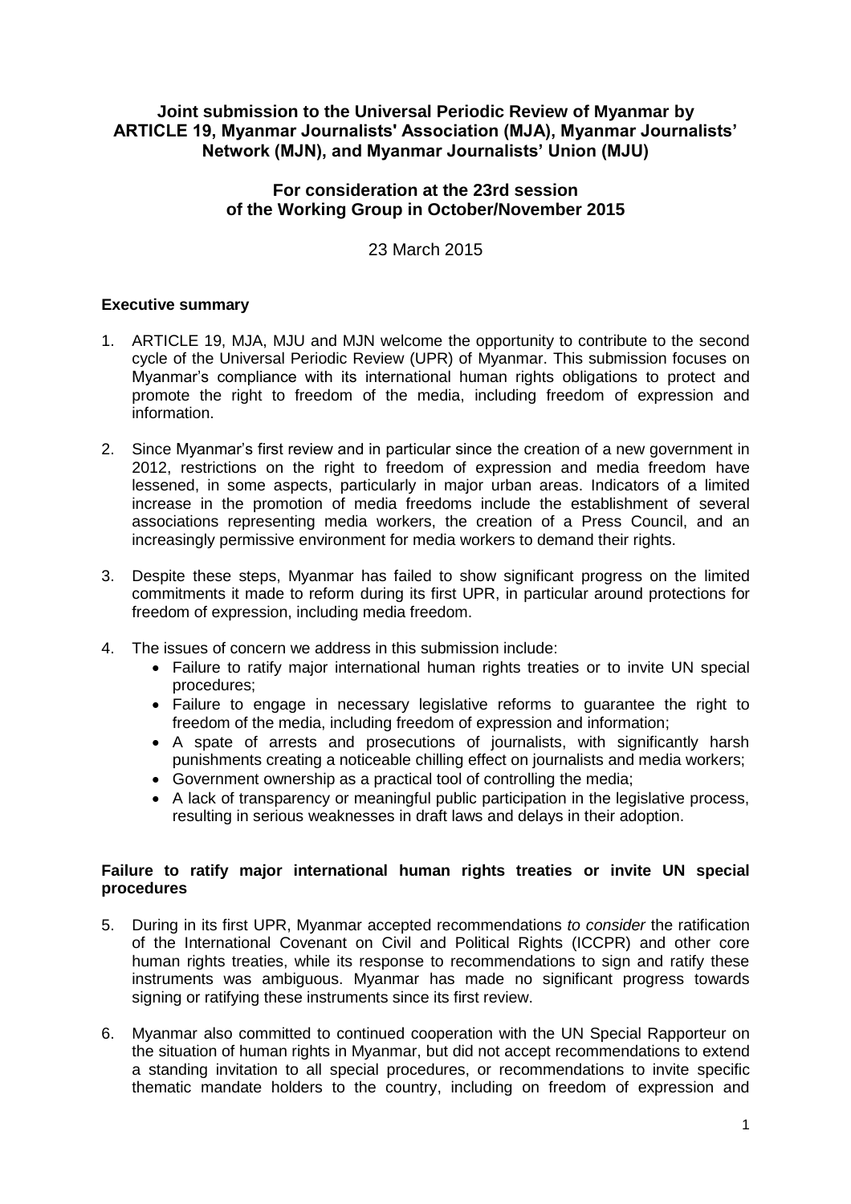# Joint submission to the Universal Periodic Review of Myanmar by ARTICLE 19, Myanmar Journalists' Association (MJA), Myanmar Journalists' Network (MJN), and Myanmar Journalists' Union (MJU)

## For consideration at the 23rd session of the Working Group in October/November 2015

23 March 2015

### Executive summary

1. ARTICLE 19, MJA, MJU and MJN welcome the opportunity to contribute to the second cycle of the Universal Periodic Review (UPR) of Myanmar. This submission focuses on Myanmar's compliance with its international human rights obligations to protect and promote the right to freedom of the media, including freedom of expression and information.

2. Since Myanmar's first review and in particular since the creation of a new government in 2012, restrictions on the right to freedom of expression and media freedom have lessened, in some aspects, particularly in major urban areas. Indicators of a limited increase in the promotion of media freedoms include the establishment of several associations representing media workers, the creation of a Press Council, and an increasingly permissive environment for media workers to demand their rights.

3. Despite these steps, Myanmar has failed to show significant progress on the limited commitments it made to reform during its first UPR, in particular around protections for freedom of expression, including media freedom.

4. The issues of concern we address in this submission include:
   - Failure to ratify major international human rights treaties or to invite UN special procedures;
   - Failure to engage in necessary legislative reforms to guarantee the right to freedom of the media, including freedom of expression and information;
   - A spate of arrests and prosecutions of journalists, with significantly harsh punishments creating a noticeable chilling effect on journalists and media workers;
   - Government ownership as a practical tool of controlling the media;
   - A lack of transparency or meaningful public participation in the legislative process, resulting in serious weaknesses in draft laws and delays in their adoption.

### Failure to ratify major international human rights treaties or invite UN special procedures

5. During in its first UPR, Myanmar accepted recommendations *to consider* the ratification of the International Covenant on Civil and Political Rights (ICCPR) and other core human rights treaties, while its response to recommendations to sign and ratify these instruments was ambiguous. Myanmar has made no significant progress towards signing or ratifying these instruments since its first review.

6. Myanmar also committed to continued cooperation with the UN Special Rapporteur on the situation of human rights in Myanmar, but did not accept recommendations to extend a standing invitation to all special procedures, or recommendations to invite specific thematic mandate holders to the country, including on freedom of expression and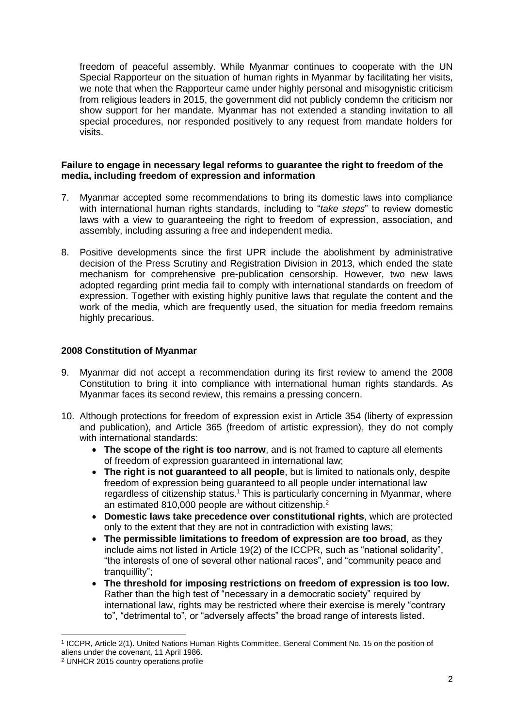freedom of peaceful assembly. While Myanmar continues to cooperate with the UN Special Rapporteur on the situation of human rights in Myanmar by facilitating her visits, we note that when the Rapporteur came under highly personal and misogynistic criticism from religious leaders in 2015, the government did not publicly condemn the criticism nor show support for her mandate. Myanmar has not extended a standing invitation to all special procedures, nor responded positively to any request from mandate holders for visits.

**Failure to engage in necessary legal reforms to guarantee the right to freedom of the media, including freedom of expression and information**

7. Myanmar accepted some recommendations to bring its domestic laws into compliance with international human rights standards, including to "*take steps*" to review domestic laws with a view to guaranteeing the right to freedom of expression, association, and assembly, including assuring a free and independent media.

8. Positive developments since the first UPR include the abolishment by administrative decision of the Press Scrutiny and Registration Division in 2013, which ended the state mechanism for comprehensive pre-publication censorship. However, two new laws adopted regarding print media fail to comply with international standards on freedom of expression. Together with existing highly punitive laws that regulate the content and the work of the media, which are frequently used, the situation for media freedom remains highly precarious.

**2008 Constitution of Myanmar**

9. Myanmar did not accept a recommendation during its first review to amend the 2008 Constitution to bring it into compliance with international human rights standards. As Myanmar faces its second review, this remains a pressing concern.

10. Although protections for freedom of expression exist in Article 354 (liberty of expression and publication), and Article 365 (freedom of artistic expression), they do not comply with international standards:
    - **The scope of the right is too narrow**, and is not framed to capture all elements of freedom of expression guaranteed in international law;
    - **The right is not guaranteed to all people**, but is limited to nationals only, despite freedom of expression being guaranteed to all people under international law regardless of citizenship status.[1] This is particularly concerning in Myanmar, where an estimated 810,000 people are without citizenship.[2]
    - **Domestic laws take precedence over constitutional rights**, which are protected only to the extent that they are not in contradiction with existing laws;
    - **The permissible limitations to freedom of expression are too broad**, as they include aims not listed in Article 19(2) of the ICCPR, such as "national solidarity", "the interests of one of several other national races", and "community peace and tranquillity";
    - **The threshold for imposing restrictions on freedom of expression is too low.** Rather than the high test of "necessary in a democratic society" required by international law, rights may be restricted where their exercise is merely "contrary to", "detrimental to", or "adversely affects" the broad range of interests listed.

[1] ICCPR, Article 2(1). United Nations Human Rights Committee, General Comment No. 15 on the position of aliens under the covenant, 11 April 1986.

[2] UNHCR 2015 country operations profile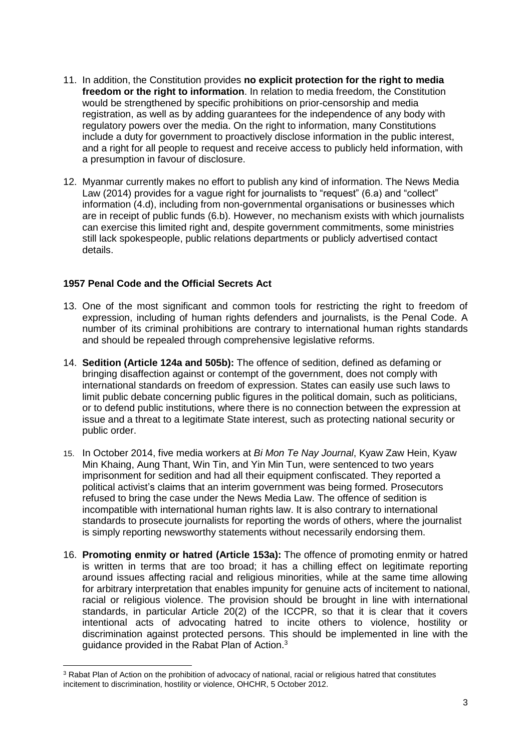11. In addition, the Constitution provides **no explicit protection for the right to media freedom or the right to information**. In relation to media freedom, the Constitution would be strengthened by specific prohibitions on prior-censorship and media registration, as well as by adding guarantees for the independence of any body with regulatory powers over the media. On the right to information, many Constitutions include a duty for government to proactively disclose information in the public interest, and a right for all people to request and receive access to publicly held information, with a presumption in favour of disclosure.

12. Myanmar currently makes no effort to publish any kind of information. The News Media Law (2014) provides for a vague right for journalists to "request" (6.a) and "collect" information (4.d), including from non-governmental organisations or businesses which are in receipt of public funds (6.b). However, no mechanism exists with which journalists can exercise this limited right and, despite government commitments, some ministries still lack spokespeople, public relations departments or publicly advertised contact details.

**1957 Penal Code and the Official Secrets Act**

13. One of the most significant and common tools for restricting the right to freedom of expression, including of human rights defenders and journalists, is the Penal Code. A number of its criminal prohibitions are contrary to international human rights standards and should be repealed through comprehensive legislative reforms.

14. **Sedition (Article 124a and 505b):** The offence of sedition, defined as defaming or bringing disaffection against or contempt of the government, does not comply with international standards on freedom of expression. States can easily use such laws to limit public debate concerning public figures in the political domain, such as politicians, or to defend public institutions, where there is no connection between the expression at issue and a threat to a legitimate State interest, such as protecting national security or public order.

15. In October 2014, five media workers at *Bi Mon Te Nay Journal*, Kyaw Zaw Hein, Kyaw Min Khaing, Aung Thant, Win Tin, and Yin Min Tun, were sentenced to two years imprisonment for sedition and had all their equipment confiscated. They reported a political activist's claims that an interim government was being formed. Prosecutors refused to bring the case under the News Media Law. The offence of sedition is incompatible with international human rights law. It is also contrary to international standards to prosecute journalists for reporting the words of others, where the journalist is simply reporting newsworthy statements without necessarily endorsing them.

16. **Promoting enmity or hatred (Article 153a):** The offence of promoting enmity or hatred is written in terms that are too broad; it has a chilling effect on legitimate reporting around issues affecting racial and religious minorities, while at the same time allowing for arbitrary interpretation that enables impunity for genuine acts of incitement to national, racial or religious violence. The provision should be brought in line with international standards, in particular Article 20(2) of the ICCPR, so that it is clear that it covers intentional acts of advocating hatred to incite others to violence, hostility or discrimination against protected persons. This should be implemented in line with the guidance provided in the Rabat Plan of Action.[3]

[3] Rabat Plan of Action on the prohibition of advocacy of national, racial or religious hatred that constitutes incitement to discrimination, hostility or violence, OHCHR, 5 October 2012.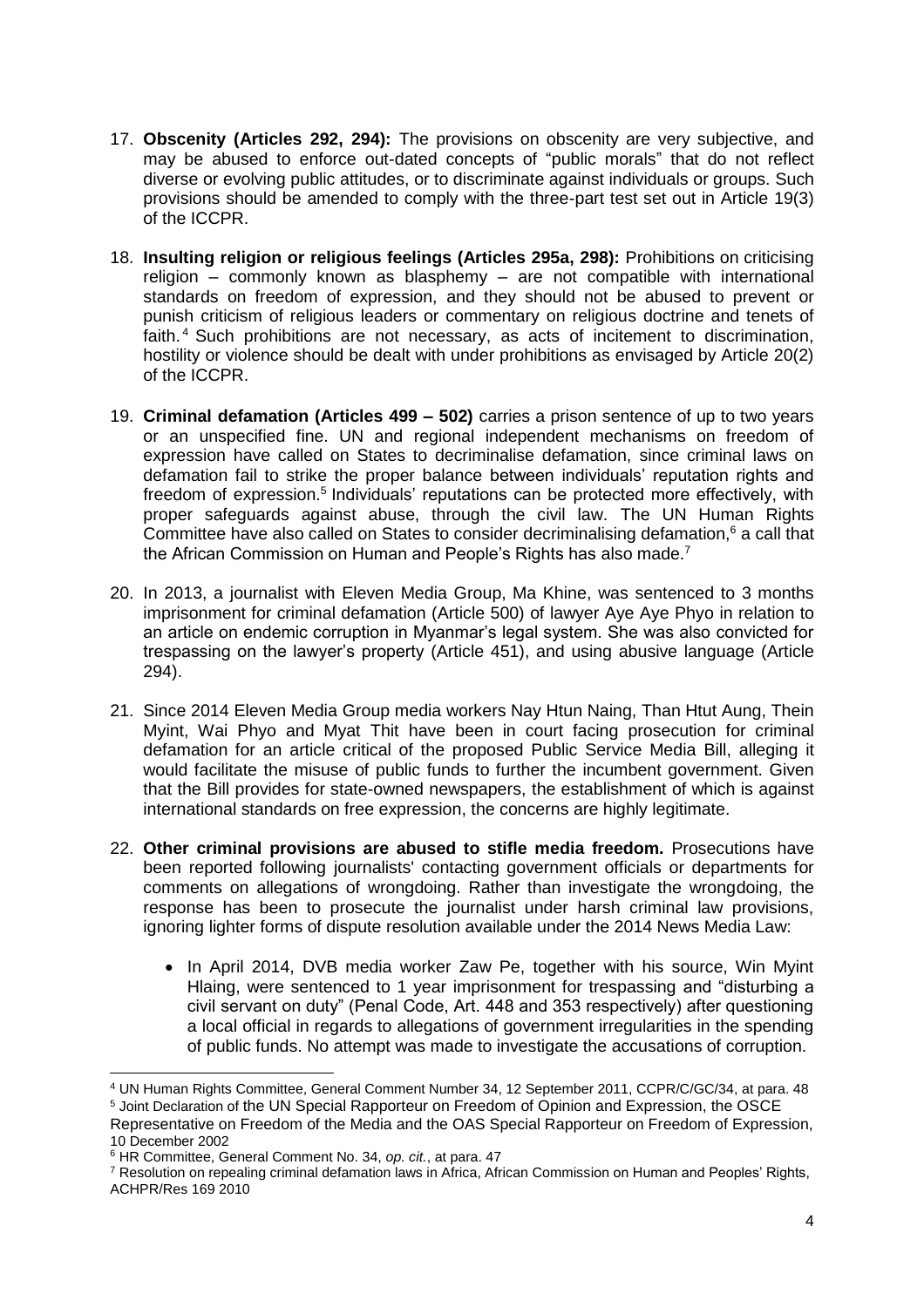17. **Obscenity (Articles 292, 294):** The provisions on obscenity are very subjective, and may be abused to enforce out-dated concepts of "public morals" that do not reflect diverse or evolving public attitudes, or to discriminate against individuals or groups. Such provisions should be amended to comply with the three-part test set out in Article 19(3) of the ICCPR.

18. **Insulting religion or religious feelings (Articles 295a, 298):** Prohibitions on criticising religion – commonly known as blasphemy – are not compatible with international standards on freedom of expression, and they should not be abused to prevent or punish criticism of religious leaders or commentary on religious doctrine and tenets of faith.[4] Such prohibitions are not necessary, as acts of incitement to discrimination, hostility or violence should be dealt with under prohibitions as envisaged by Article 20(2) of the ICCPR.

19. **Criminal defamation (Articles 499 – 502)** carries a prison sentence of up to two years or an unspecified fine. UN and regional independent mechanisms on freedom of expression have called on States to decriminalise defamation, since criminal laws on defamation fail to strike the proper balance between individuals' reputation rights and freedom of expression.[5] Individuals' reputations can be protected more effectively, with proper safeguards against abuse, through the civil law. The UN Human Rights Committee have also called on States to consider decriminalising defamation,[6] a call that the African Commission on Human and People's Rights has also made.[7]

20. In 2013, a journalist with Eleven Media Group, Ma Khine, was sentenced to 3 months imprisonment for criminal defamation (Article 500) of lawyer Aye Aye Phyo in relation to an article on endemic corruption in Myanmar's legal system. She was also convicted for trespassing on the lawyer's property (Article 451), and using abusive language (Article 294).

21. Since 2014 Eleven Media Group media workers Nay Htun Naing, Than Htut Aung, Thein Myint, Wai Phyo and Myat Thit have been in court facing prosecution for criminal defamation for an article critical of the proposed Public Service Media Bill, alleging it would facilitate the misuse of public funds to further the incumbent government. Given that the Bill provides for state-owned newspapers, the establishment of which is against international standards on free expression, the concerns are highly legitimate.

22. **Other criminal provisions are abused to stifle media freedom.** Prosecutions have been reported following journalists' contacting government officials or departments for comments on allegations of wrongdoing. Rather than investigate the wrongdoing, the response has been to prosecute the journalist under harsh criminal law provisions, ignoring lighter forms of dispute resolution available under the 2014 News Media Law:

    - In April 2014, DVB media worker Zaw Pe, together with his source, Win Myint Hlaing, were sentenced to 1 year imprisonment for trespassing and "disturbing a civil servant on duty" (Penal Code, Art. 448 and 353 respectively) after questioning a local official in regards to allegations of government irregularities in the spending of public funds. No attempt was made to investigate the accusations of corruption.

---

[4] UN Human Rights Committee, General Comment Number 34, 12 September 2011, CCPR/C/GC/34, at para. 48

[5] Joint Declaration of the UN Special Rapporteur on Freedom of Opinion and Expression, the OSCE Representative on Freedom of the Media and the OAS Special Rapporteur on Freedom of Expression, 10 December 2002

[6] HR Committee, General Comment No. 34, *op. cit.*, at para. 47

[7] Resolution on repealing criminal defamation laws in Africa, African Commission on Human and Peoples' Rights, ACHPR/Res 169 2010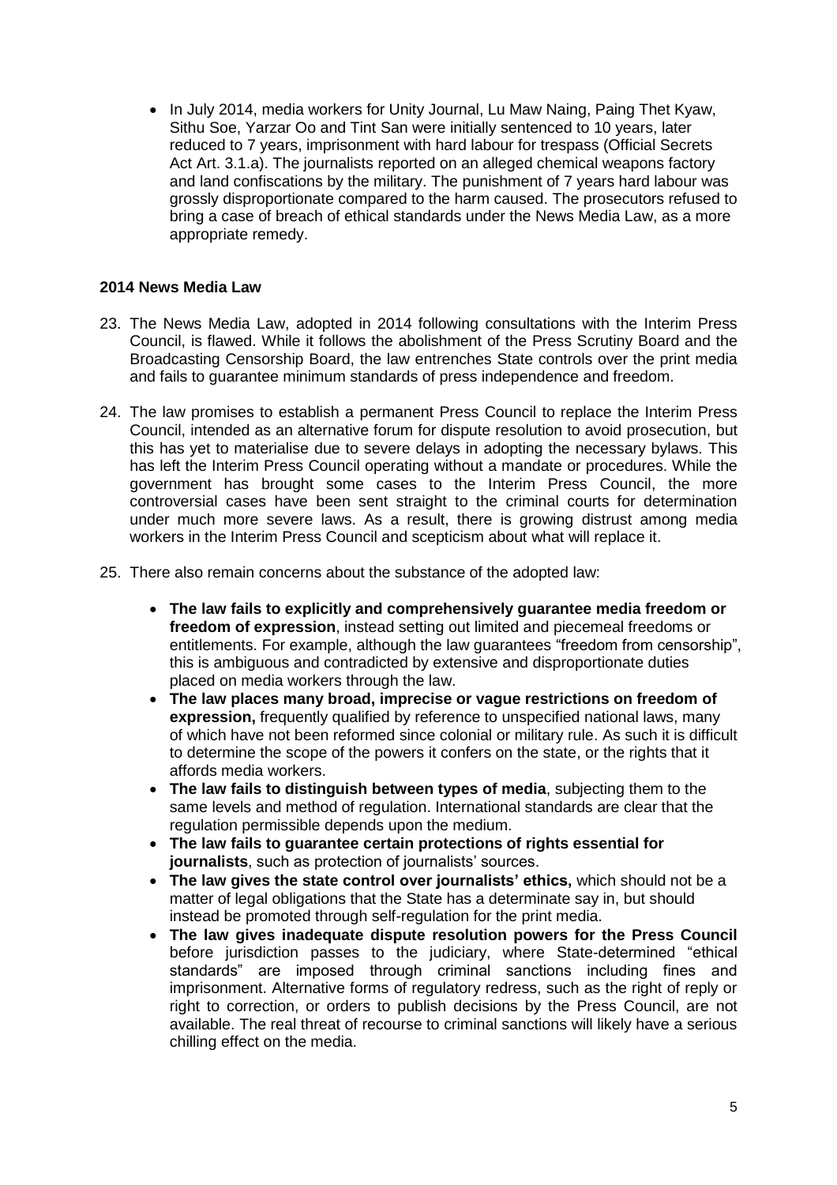- In July 2014, media workers for Unity Journal, Lu Maw Naing, Paing Thet Kyaw, Sithu Soe, Yarzar Oo and Tint San were initially sentenced to 10 years, later reduced to 7 years, imprisonment with hard labour for trespass (Official Secrets Act Art. 3.1.a). The journalists reported on an alleged chemical weapons factory and land confiscations by the military. The punishment of 7 years hard labour was grossly disproportionate compared to the harm caused. The prosecutors refused to bring a case of breach of ethical standards under the News Media Law, as a more appropriate remedy.

**2014 News Media Law**

23. The News Media Law, adopted in 2014 following consultations with the Interim Press Council, is flawed. While it follows the abolishment of the Press Scrutiny Board and the Broadcasting Censorship Board, the law entrenches State controls over the print media and fails to guarantee minimum standards of press independence and freedom.

24. The law promises to establish a permanent Press Council to replace the Interim Press Council, intended as an alternative forum for dispute resolution to avoid prosecution, but this has yet to materialise due to severe delays in adopting the necessary bylaws. This has left the Interim Press Council operating without a mandate or procedures. While the government has brought some cases to the Interim Press Council, the more controversial cases have been sent straight to the criminal courts for determination under much more severe laws. As a result, there is growing distrust among media workers in the Interim Press Council and scepticism about what will replace it.

25. There also remain concerns about the substance of the adopted law:

    - **The law fails to explicitly and comprehensively guarantee media freedom or freedom of expression**, instead setting out limited and piecemeal freedoms or entitlements. For example, although the law guarantees "freedom from censorship", this is ambiguous and contradicted by extensive and disproportionate duties placed on media workers through the law.
    - **The law places many broad, imprecise or vague restrictions on freedom of expression,** frequently qualified by reference to unspecified national laws, many of which have not been reformed since colonial or military rule. As such it is difficult to determine the scope of the powers it confers on the state, or the rights that it affords media workers.
    - **The law fails to distinguish between types of media**, subjecting them to the same levels and method of regulation. International standards are clear that the regulation permissible depends upon the medium.
    - **The law fails to guarantee certain protections of rights essential for journalists**, such as protection of journalists' sources.
    - **The law gives the state control over journalists' ethics,** which should not be a matter of legal obligations that the State has a determinate say in, but should instead be promoted through self-regulation for the print media.
    - **The law gives inadequate dispute resolution powers for the Press Council** before jurisdiction passes to the judiciary, where State-determined "ethical standards" are imposed through criminal sanctions including fines and imprisonment. Alternative forms of regulatory redress, such as the right of reply or right to correction, or orders to publish decisions by the Press Council, are not available. The real threat of recourse to criminal sanctions will likely have a serious chilling effect on the media.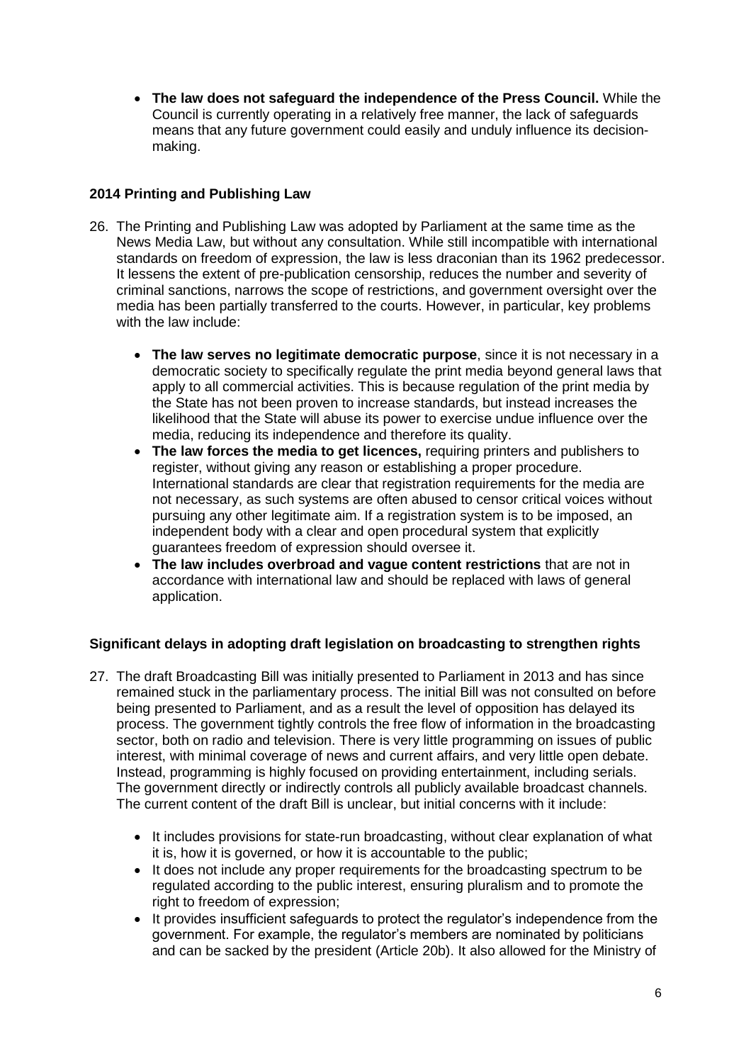- **The law does not safeguard the independence of the Press Council.** While the Council is currently operating in a relatively free manner, the lack of safeguards means that any future government could easily and unduly influence its decision-making.

**2014 Printing and Publishing Law**

26. The Printing and Publishing Law was adopted by Parliament at the same time as the News Media Law, but without any consultation. While still incompatible with international standards on freedom of expression, the law is less draconian than its 1962 predecessor. It lessens the extent of pre-publication censorship, reduces the number and severity of criminal sanctions, narrows the scope of restrictions, and government oversight over the media has been partially transferred to the courts. However, in particular, key problems with the law include:

    - **The law serves no legitimate democratic purpose**, since it is not necessary in a democratic society to specifically regulate the print media beyond general laws that apply to all commercial activities. This is because regulation of the print media by the State has not been proven to increase standards, but instead increases the likelihood that the State will abuse its power to exercise undue influence over the media, reducing its independence and therefore its quality.
    - **The law forces the media to get licences,** requiring printers and publishers to register, without giving any reason or establishing a proper procedure. International standards are clear that registration requirements for the media are not necessary, as such systems are often abused to censor critical voices without pursuing any other legitimate aim. If a registration system is to be imposed, an independent body with a clear and open procedural system that explicitly guarantees freedom of expression should oversee it.
    - **The law includes overbroad and vague content restrictions** that are not in accordance with international law and should be replaced with laws of general application.

**Significant delays in adopting draft legislation on broadcasting to strengthen rights**

27. The draft Broadcasting Bill was initially presented to Parliament in 2013 and has since remained stuck in the parliamentary process. The initial Bill was not consulted on before being presented to Parliament, and as a result the level of opposition has delayed its process. The government tightly controls the free flow of information in the broadcasting sector, both on radio and television. There is very little programming on issues of public interest, with minimal coverage of news and current affairs, and very little open debate. Instead, programming is highly focused on providing entertainment, including serials. The government directly or indirectly controls all publicly available broadcast channels. The current content of the draft Bill is unclear, but initial concerns with it include:

    - It includes provisions for state-run broadcasting, without clear explanation of what it is, how it is governed, or how it is accountable to the public;
    - It does not include any proper requirements for the broadcasting spectrum to be regulated according to the public interest, ensuring pluralism and to promote the right to freedom of expression;
    - It provides insufficient safeguards to protect the regulator's independence from the government. For example, the regulator's members are nominated by politicians and can be sacked by the president (Article 20b). It also allowed for the Ministry of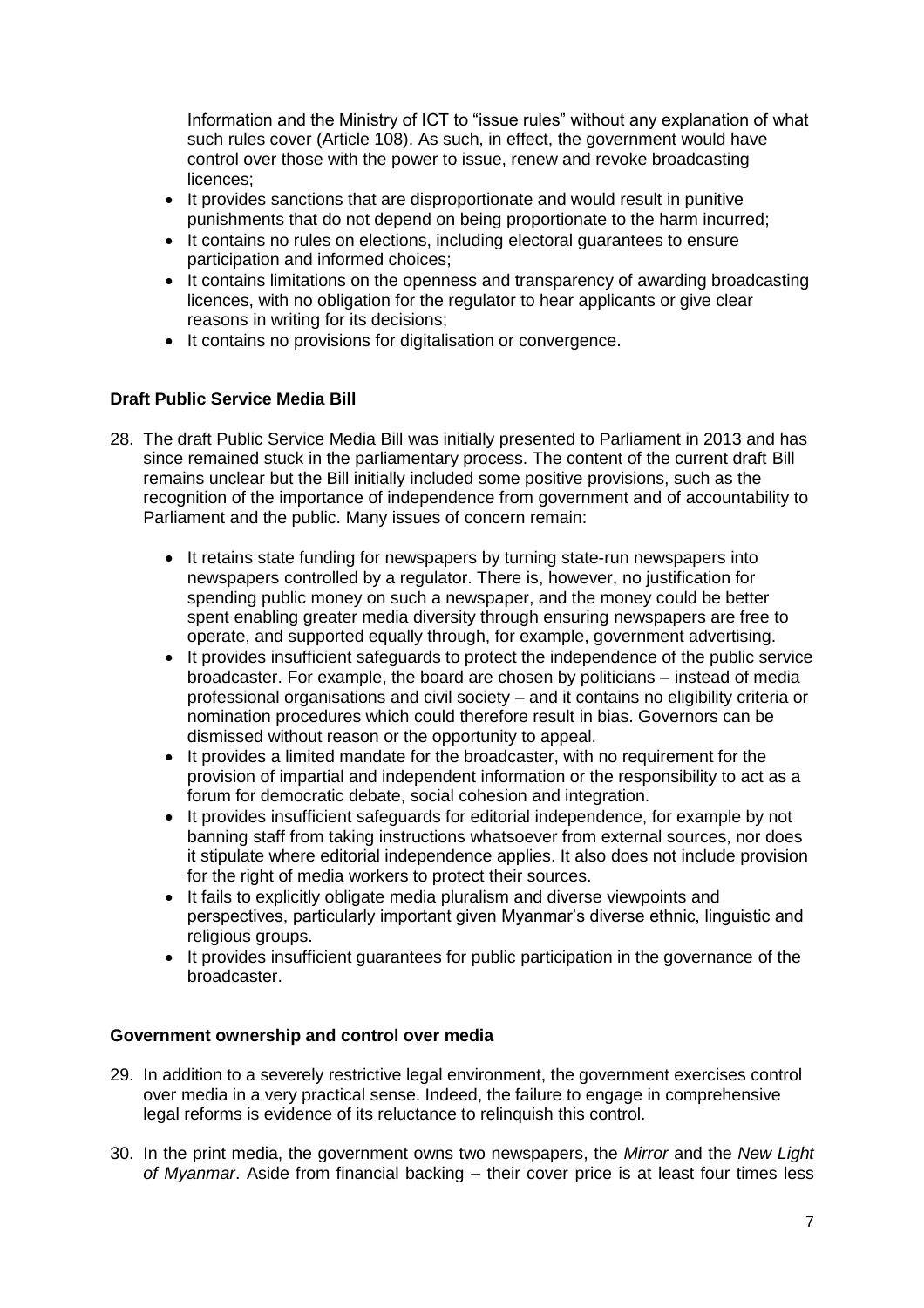Information and the Ministry of ICT to "issue rules" without any explanation of what such rules cover (Article 108). As such, in effect, the government would have control over those with the power to issue, renew and revoke broadcasting licences;

- It provides sanctions that are disproportionate and would result in punitive punishments that do not depend on being proportionate to the harm incurred;
- It contains no rules on elections, including electoral guarantees to ensure participation and informed choices;
- It contains limitations on the openness and transparency of awarding broadcasting licences, with no obligation for the regulator to hear applicants or give clear reasons in writing for its decisions;
- It contains no provisions for digitalisation or convergence.

**Draft Public Service Media Bill**

28. The draft Public Service Media Bill was initially presented to Parliament in 2013 and has since remained stuck in the parliamentary process. The content of the current draft Bill remains unclear but the Bill initially included some positive provisions, such as the recognition of the importance of independence from government and of accountability to Parliament and the public. Many issues of concern remain:

    - It retains state funding for newspapers by turning state-run newspapers into newspapers controlled by a regulator. There is, however, no justification for spending public money on such a newspaper, and the money could be better spent enabling greater media diversity through ensuring newspapers are free to operate, and supported equally through, for example, government advertising.
    - It provides insufficient safeguards to protect the independence of the public service broadcaster. For example, the board are chosen by politicians – instead of media professional organisations and civil society – and it contains no eligibility criteria or nomination procedures which could therefore result in bias. Governors can be dismissed without reason or the opportunity to appeal.
    - It provides a limited mandate for the broadcaster, with no requirement for the provision of impartial and independent information or the responsibility to act as a forum for democratic debate, social cohesion and integration.
    - It provides insufficient safeguards for editorial independence, for example by not banning staff from taking instructions whatsoever from external sources, nor does it stipulate where editorial independence applies. It also does not include provision for the right of media workers to protect their sources.
    - It fails to explicitly obligate media pluralism and diverse viewpoints and perspectives, particularly important given Myanmar's diverse ethnic, linguistic and religious groups.
    - It provides insufficient guarantees for public participation in the governance of the broadcaster.

**Government ownership and control over media**

29. In addition to a severely restrictive legal environment, the government exercises control over media in a very practical sense. Indeed, the failure to engage in comprehensive legal reforms is evidence of its reluctance to relinquish this control.

30. In the print media, the government owns two newspapers, the *Mirror* and the *New Light of Myanmar*. Aside from financial backing – their cover price is at least four times less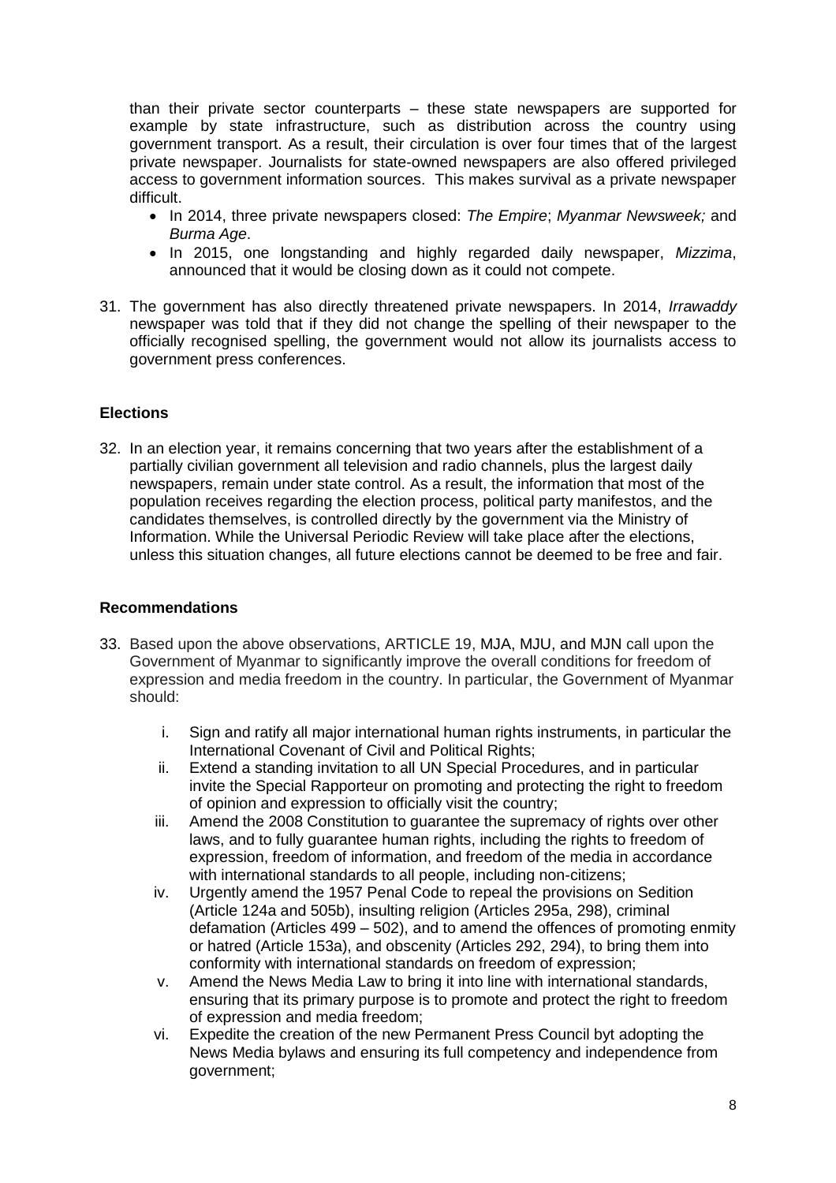than their private sector counterparts – these state newspapers are supported for example by state infrastructure, such as distribution across the country using government transport. As a result, their circulation is over four times that of the largest private newspaper. Journalists for state-owned newspapers are also offered privileged access to government information sources. This makes survival as a private newspaper difficult.

- In 2014, three private newspapers closed: *The Empire*; *Myanmar Newsweek;* and *Burma Age*.
- In 2015, one longstanding and highly regarded daily newspaper, *Mizzima*, announced that it would be closing down as it could not compete.

31. The government has also directly threatened private newspapers. In 2014, *Irrawaddy* newspaper was told that if they did not change the spelling of their newspaper to the officially recognised spelling, the government would not allow its journalists access to government press conferences.

## Elections

32. In an election year, it remains concerning that two years after the establishment of a partially civilian government all television and radio channels, plus the largest daily newspapers, remain under state control. As a result, the information that most of the population receives regarding the election process, political party manifestos, and the candidates themselves, is controlled directly by the government via the Ministry of Information. While the Universal Periodic Review will take place after the elections, unless this situation changes, all future elections cannot be deemed to be free and fair.

## Recommendations

33. Based upon the above observations, ARTICLE 19, MJA, MJU, and MJN call upon the Government of Myanmar to significantly improve the overall conditions for freedom of expression and media freedom in the country. In particular, the Government of Myanmar should:

    i. Sign and ratify all major international human rights instruments, in particular the International Covenant of Civil and Political Rights;
    ii. Extend a standing invitation to all UN Special Procedures, and in particular invite the Special Rapporteur on promoting and protecting the right to freedom of opinion and expression to officially visit the country;
    iii. Amend the 2008 Constitution to guarantee the supremacy of rights over other laws, and to fully guarantee human rights, including the rights to freedom of expression, freedom of information, and freedom of the media in accordance with international standards to all people, including non-citizens;
    iv. Urgently amend the 1957 Penal Code to repeal the provisions on Sedition (Article 124a and 505b), insulting religion (Articles 295a, 298), criminal defamation (Articles 499 – 502), and to amend the offences of promoting enmity or hatred (Article 153a), and obscenity (Articles 292, 294), to bring them into conformity with international standards on freedom of expression;
    v. Amend the News Media Law to bring it into line with international standards, ensuring that its primary purpose is to promote and protect the right to freedom of expression and media freedom;
    vi. Expedite the creation of the new Permanent Press Council byt adopting the News Media bylaws and ensuring its full competency and independence from government;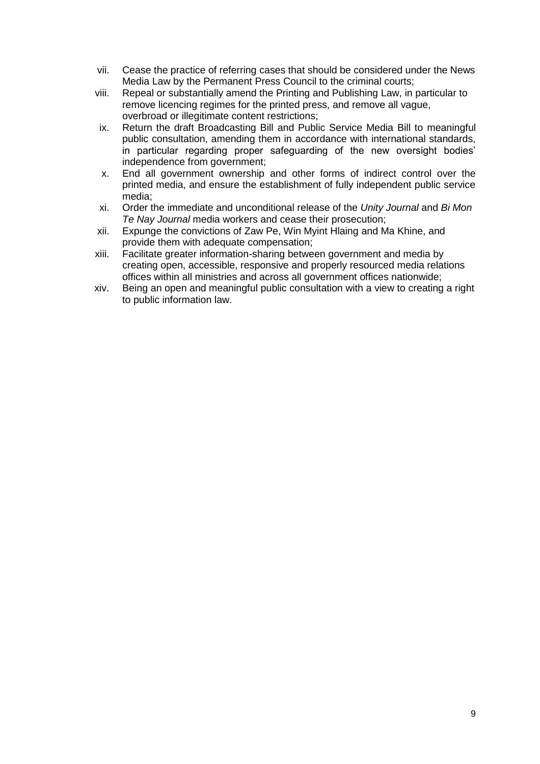vii. Cease the practice of referring cases that should be considered under the News Media Law by the Permanent Press Council to the criminal courts;

viii. Repeal or substantially amend the Printing and Publishing Law, in particular to remove licencing regimes for the printed press, and remove all vague, overbroad or illegitimate content restrictions;

ix. Return the draft Broadcasting Bill and Public Service Media Bill to meaningful public consultation, amending them in accordance with international standards, in particular regarding proper safeguarding of the new oversight bodies' independence from government;

x. End all government ownership and other forms of indirect control over the printed media, and ensure the establishment of fully independent public service media;

xi. Order the immediate and unconditional release of the *Unity Journal* and *Bi Mon Te Nay Journal* media workers and cease their prosecution;

xii. Expunge the convictions of Zaw Pe, Win Myint Hlaing and Ma Khine, and provide them with adequate compensation;

xiii. Facilitate greater information-sharing between government and media by creating open, accessible, responsive and properly resourced media relations offices within all ministries and across all government offices nationwide;

xiv. Being an open and meaningful public consultation with a view to creating a right to public information law.